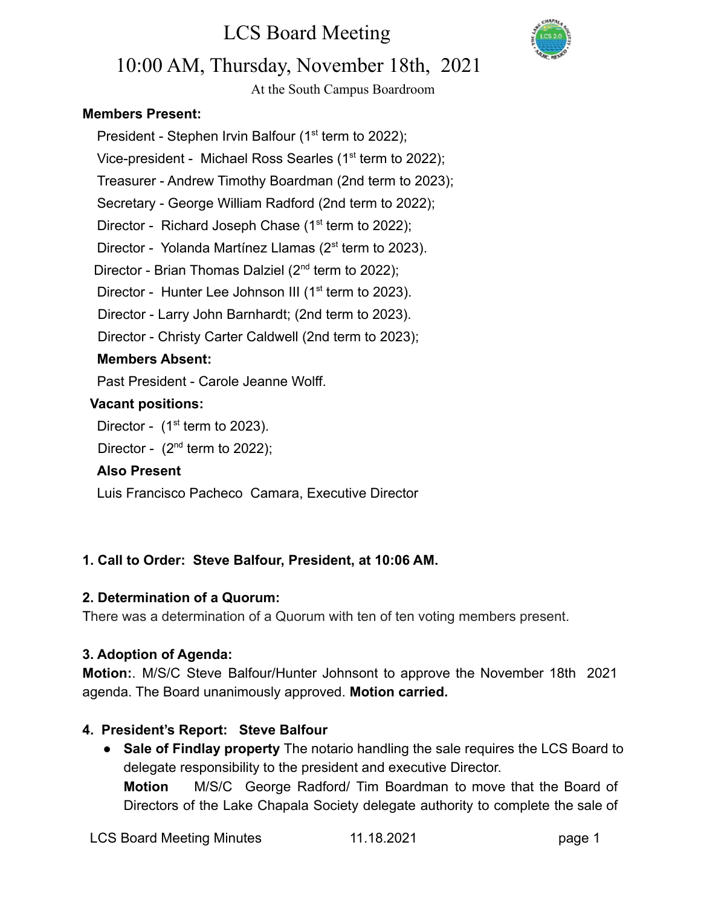# LCS Board Meeting

## 10:00 AM, Thursday, November 18th, 2021

At the South Campus Boardroom

**Members Present:**

President - Stephen Irvin Balfour (1st term to 2022);

Vice-president - Michael Ross Searles (1st term to 2022);

Treasurer - Andrew Timothy Boardman (2nd term to 2023);

Secretary - George William Radford (2nd term to 2022);

Director - Richard Joseph Chase (1st term to 2022);

Director - Yolanda Martínez Llamas (2st term to 2023).

Director - Brian Thomas Dalziel (2nd term to 2022);

Director - Hunter Lee Johnson III (1st term to 2023).

Director - Larry John Barnhardt; (2nd term to 2023).

Director - Christy Carter Caldwell (2nd term to 2023);

**Members Absent:**

Past President - Carole Jeanne Wolff.

**Vacant positions:**

Director - (1st term to 2023).

Director - (2nd term to 2022);

**Also Present**

Luis Francisco Pacheco Camara, Executive Director

**1. Call to Order: Steve Balfour, President, at 10:06 AM.**

**2. Determination of a Quorum:**

There was a determination of a Quorum with ten of ten voting members present.

**3. Adoption of Agenda:**

**Motion:**. M/S/C Steve Balfour/Hunter Johnsont to approve the November 18th 2021 agenda. The Board unanimously approved. **Motion carried.**

**4. President's Report: Steve Balfour**

- **Sale of Findlay property** The notario handling the sale requires the LCS Board to delegate responsibility to the president and executive Director.
  **Motion** M/S/C George Radford/ Tim Boardman to move that the Board of Directors of the Lake Chapala Society delegate authority to complete the sale of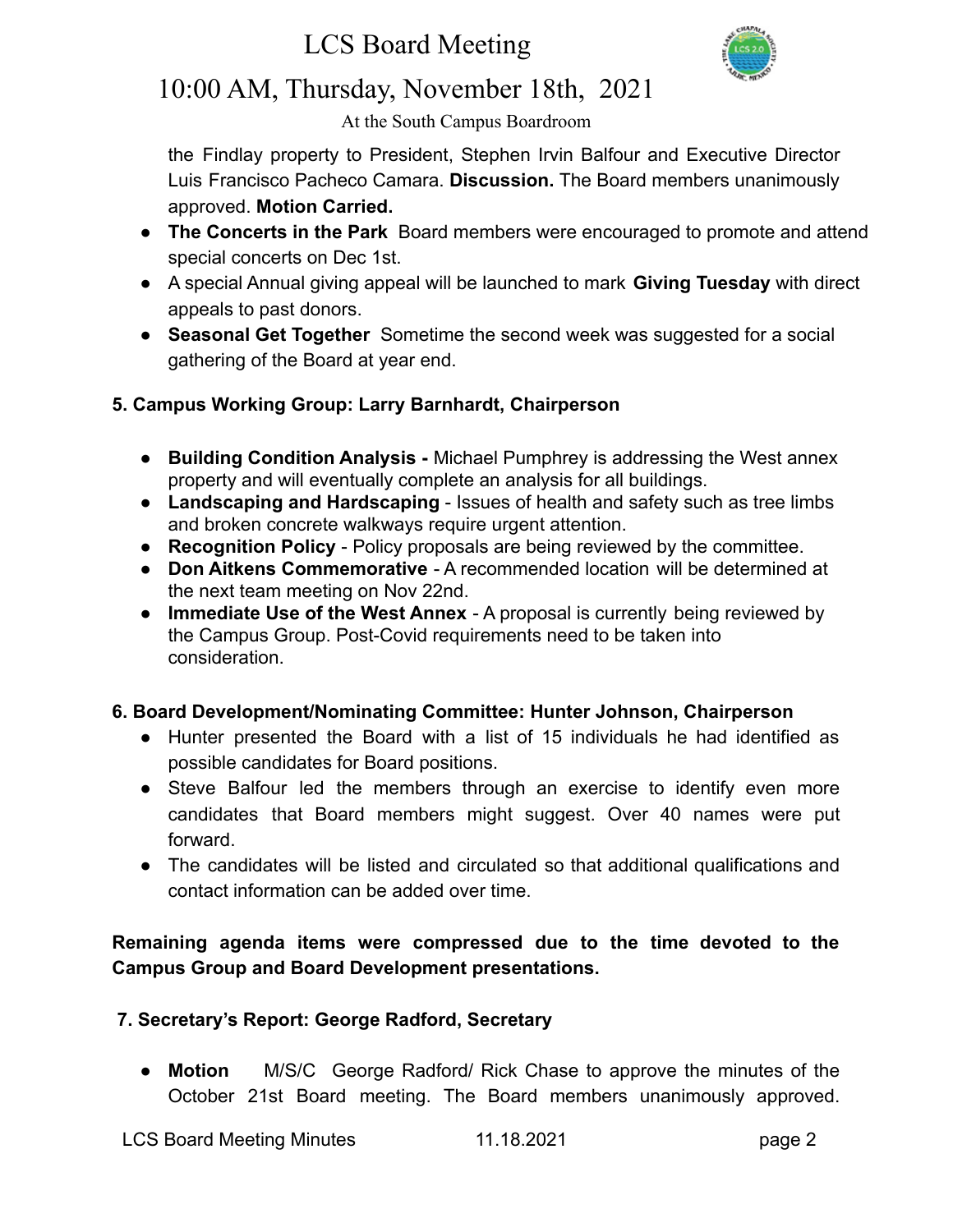the Findlay property to President, Stephen Irvin Balfour and Executive Director Luis Francisco Pacheco Camara. **Discussion.** The Board members unanimously approved. **Motion Carried.**

- **The Concerts in the Park** Board members were encouraged to promote and attend special concerts on Dec 1st.
- A special Annual giving appeal will be launched to mark **Giving Tuesday** with direct appeals to past donors.
- **Seasonal Get Together** Sometime the second week was suggested for a social gathering of the Board at year end.

### 5. Campus Working Group: Larry Barnhardt, Chairperson

- **Building Condition Analysis -** Michael Pumphrey is addressing the West annex property and will eventually complete an analysis for all buildings.
- **Landscaping and Hardscaping** - Issues of health and safety such as tree limbs and broken concrete walkways require urgent attention.
- **Recognition Policy** - Policy proposals are being reviewed by the committee.
- **Don Aitkens Commemorative** - A recommended location will be determined at the next team meeting on Nov 22nd.
- **Immediate Use of the West Annex** - A proposal is currently being reviewed by the Campus Group. Post-Covid requirements need to be taken into consideration.

### 6. Board Development/Nominating Committee: Hunter Johnson, Chairperson

- Hunter presented the Board with a list of 15 individuals he had identified as possible candidates for Board positions.
- Steve Balfour led the members through an exercise to identify even more candidates that Board members might suggest. Over 40 names were put forward.
- The candidates will be listed and circulated so that additional qualifications and contact information can be added over time.

**Remaining agenda items were compressed due to the time devoted to the Campus Group and Board Development presentations.**

### 7. Secretary's Report: George Radford, Secretary

- **Motion** M/S/C George Radford/ Rick Chase to approve the minutes of the October 21st Board meeting. The Board members unanimously approved.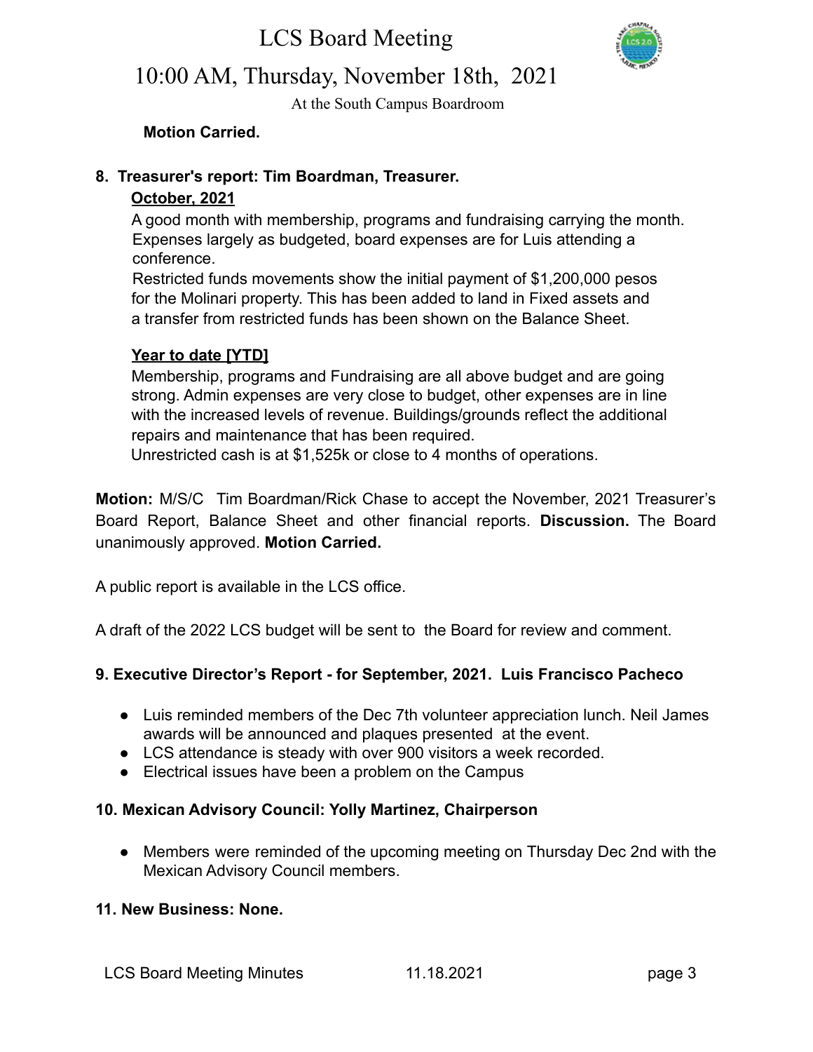**Motion Carried.**

**8. Treasurer's report: Tim Boardman, Treasurer.**

**October, 2021**

A good month with membership, programs and fundraising carrying the month. Expenses largely as budgeted, board expenses are for Luis attending a conference.

Restricted funds movements show the initial payment of $1,200,000 pesos for the Molinari property. This has been added to land in Fixed assets and a transfer from restricted funds has been shown on the Balance Sheet.

**Year to date [YTD]**

Membership, programs and Fundraising are all above budget and are going strong. Admin expenses are very close to budget, other expenses are in line with the increased levels of revenue. Buildings/grounds reflect the additional repairs and maintenance that has been required.

Unrestricted cash is at $1,525k or close to 4 months of operations.

**Motion:** M/S/C Tim Boardman/Rick Chase to accept the November, 2021 Treasurer's Board Report, Balance Sheet and other financial reports. **Discussion.** The Board unanimously approved. **Motion Carried.**

A public report is available in the LCS office.

A draft of the 2022 LCS budget will be sent to the Board for review and comment.

**9. Executive Director's Report - for September, 2021. Luis Francisco Pacheco**

- Luis reminded members of the Dec 7th volunteer appreciation lunch. Neil James awards will be announced and plaques presented at the event.
- LCS attendance is steady with over 900 visitors a week recorded.
- Electrical issues have been a problem on the Campus

**10. Mexican Advisory Council: Yolly Martinez, Chairperson**

- Members were reminded of the upcoming meeting on Thursday Dec 2nd with the Mexican Advisory Council members.

**11. New Business: None.**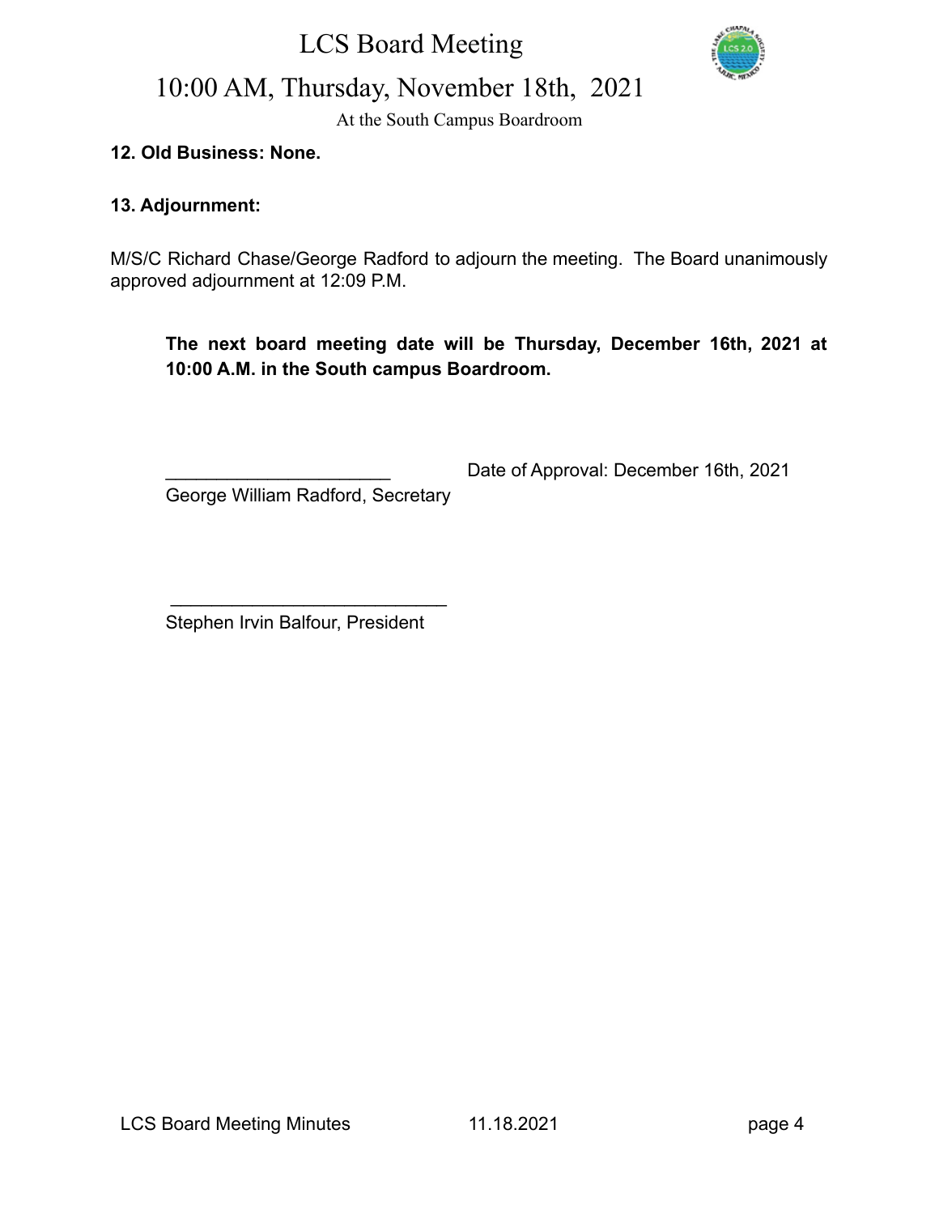**12. Old Business: None.**

**13. Adjournment:**

M/S/C Richard Chase/George Radford to adjourn the meeting. The Board unanimously approved adjournment at 12:09 P.M.

**The next board meeting date will be Thursday, December 16th, 2021 at 10:00 A.M. in the South campus Boardroom.**

______________________ Date of Approval: December 16th, 2021

George William Radford, Secretary

___________________________

Stephen Irvin Balfour, President